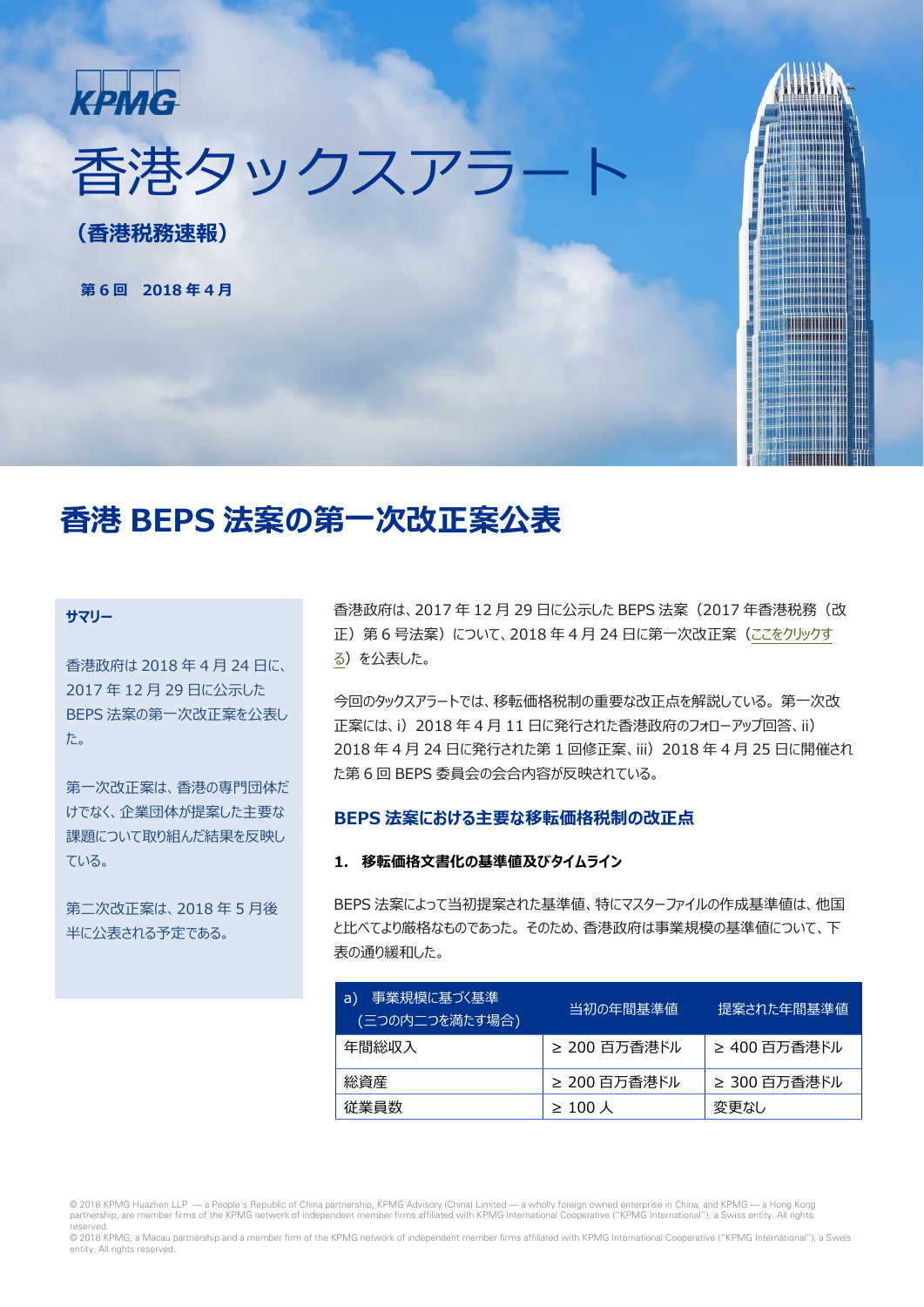KPMG

# 香港タックスアラート

**（香港税務速報）**

**第 6 回　2018 年 4 月**

## 香港 BEPS 法案の第一次改正案公表

**サマリー**

香港政府は 2018 年 4 月 24 日に、2017 年 12 月 29 日に公示した BEPS 法案の第一次改正案を公表した。

第一次改正案は、香港の専門団体だけでなく、企業団体が提案した主要な課題について取り組んだ結果を反映している。

第二次改正案は、2018 年 5 月後半に公表される予定である。

香港政府は、2017 年 12 月 29 日に公示した BEPS 法案（2017 年香港税務（改正）第 6 号法案）について、2018 年 4 月 24 日に第一次改正案（ここをクリックする）を公表した。

今回のタックスアラートでは、移転価格税制の重要な改正点を解説している。第一次改正案には、i）2018 年 4 月 11 日に発行された香港政府のフォローアップ回答、ii）2018 年 4 月 24 日に発行された第 1 回修正案、iii）2018 年 4 月 25 日に開催された第 6 回 BEPS 委員会の会合内容が反映されている。

### BEPS 法案における主要な移転価格税制の改正点

#### 1.　移転価格文書化の基準値及びタイムライン

BEPS 法案によって当初提案された基準値、特にマスターファイルの作成基準値は、他国と比べてより厳格なものであった。そのため、香港政府は事業規模の基準値について、下表の通り緩和した。

| a）事業規模に基づく基準（三つの内二つを満たす場合） | 当初の年間基準値 | 提案された年間基準値 |
|---|---|---|
| 年間総収入 | ≥ 200 百万香港ドル | ≥ 400 百万香港ドル |
| 総資産 | ≥ 200 百万香港ドル | ≥ 300 百万香港ドル |
| 従業員数 | ≥ 100 人 | 変更なし |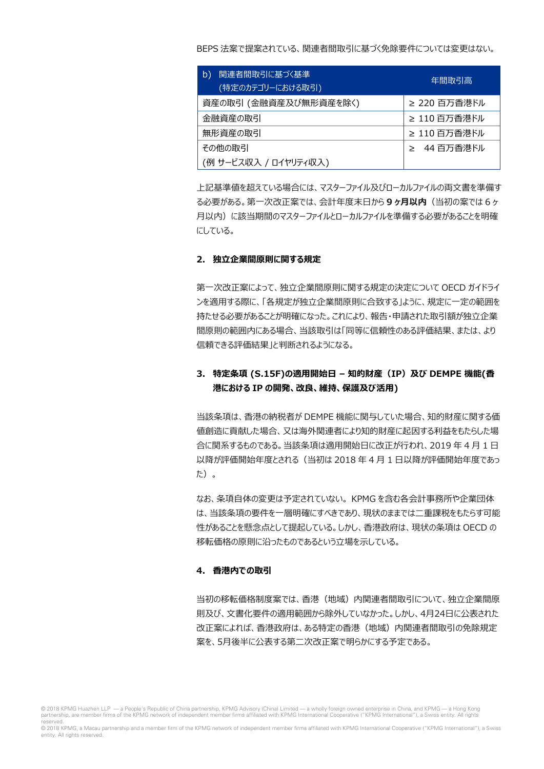BEPS 法案で提案されている、関連者間取引に基づく免除要件については変更はない。

| b) 関連者間取引に基づく基準<br>(特定のカテゴリーにおける取引) | 年間取引高 |
|---|---|
| 資産の取引 (金融資産及び無形資産を除く) | ≥ 220 百万香港ドル |
| 金融資産の取引 | ≥ 110 百万香港ドル |
| 無形資産の取引 | ≥ 110 百万香港ドル |
| その他の取引<br>(例 サービス収入 / ロイヤリティ収入) | ≥ 44 百万香港ドル |

上記基準値を超えている場合には、マスターファイル及びローカルファイルの両文書を準備する必要がある。第一次改正案では、会計年度末日から **9 ヶ月以内**（当初の案では 6 ヶ月以内）に該当期間のマスターファイルとローカルファイルを準備する必要があることを明確にしている。

### 2. 独立企業間原則に関する規定

第一次改正案によって、独立企業間原則に関する規定の決定について OECD ガイドラインを適用する際に、「各規定が独立企業間原則に合致する」ように、規定に一定の範囲を持たせる必要があることが明確になった。これにより、報告・申請された取引額が独立企業間原則の範囲内にある場合、当該取引は「同等に信頼性のある評価結果、または、より信頼できる評価結果」と判断されるようになる。

### 3. 特定条項 (S.15F)の適用開始日 – 知的財産（IP）及び DEMPE 機能(香港における IP の開発、改良、維持、保護及び活用)

当該条項は、香港の納税者が DEMPE 機能に関与していた場合、知的財産に関する価値創造に貢献した場合、又は海外関連者により知的財産に起因する利益をもたらした場合に関係するものである。当該条項は適用開始日に改正が行われ、2019 年 4 月 1 日以降が評価開始年度とされる（当初は 2018 年 4 月 1 日以降が評価開始年度であった）。

なお、条項自体の変更は予定されていない。KPMG を含む各会計事務所や企業団体は、当該条項の要件を一層明確にすべきであり、現状のままでは二重課税をもたらす可能性があることを懸念点として提起している。しかし、香港政府は、現状の条項は OECD の移転価格の原則に沿ったものであるという立場を示している。

### 4. 香港内での取引

当初の移転価格制度案では、香港（地域）内関連者間取引について、独立企業間原則及び、文書化要件の適用範囲から除外していなかった。しかし、4月24日に公表された改正案によれば、香港政府は、ある特定の香港（地域）内関連者間取引の免除規定案を、5月後半に公表する第二次改正案で明らかにする予定である。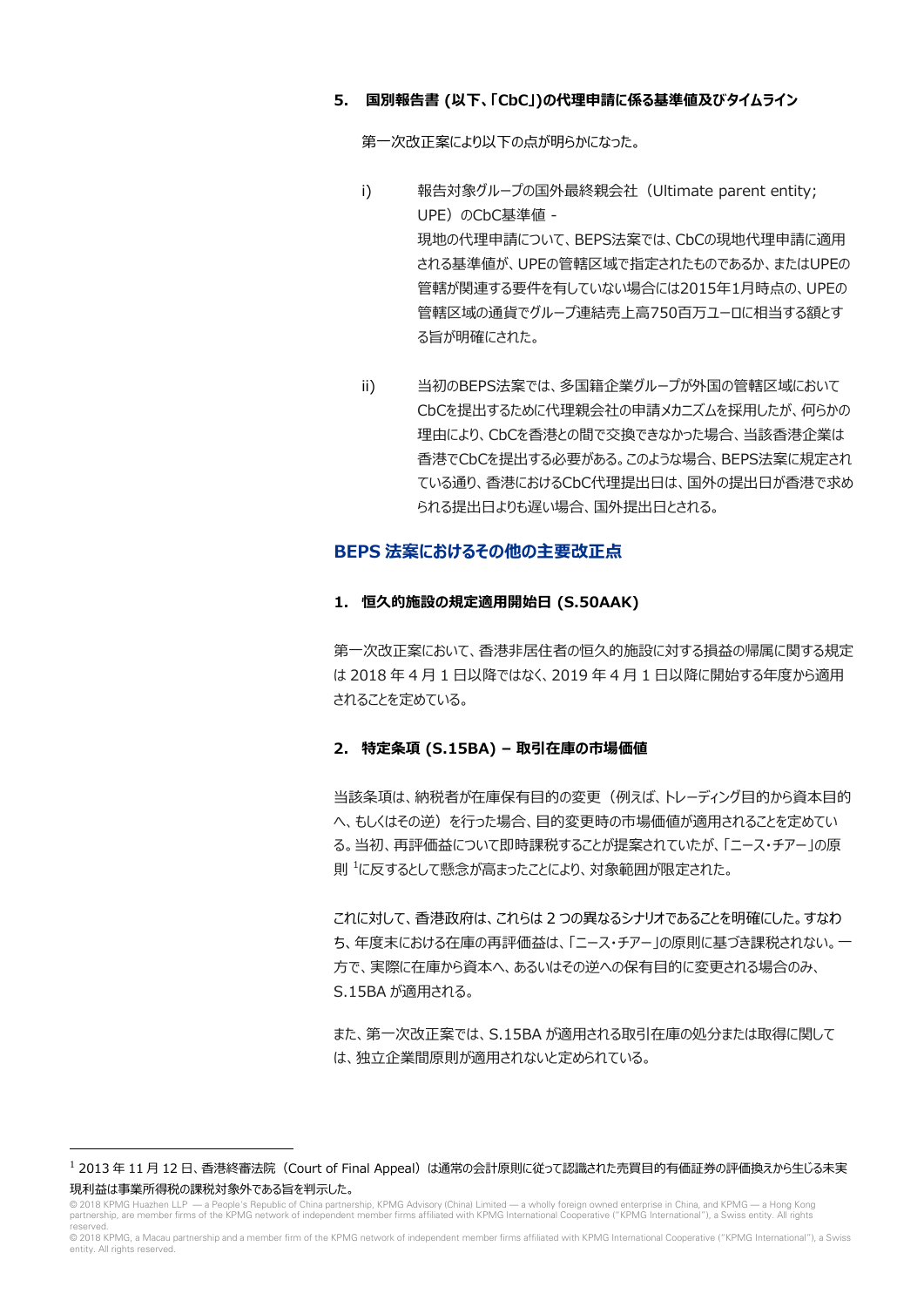**5.　国別報告書 (以下、「CbC」)の代理申請に係る基準値及びタイムライン**

第一次改正案により以下の点が明らかになった。

i)　報告対象グループの国外最終親会社（Ultimate parent entity; UPE）のCbC基準値 - 現地の代理申請について、BEPS法案では、CbCの現地代理申請に適用される基準値が、UPEの管轄区域で指定されたものであるか、またはUPEの管轄が関連する要件を有していない場合には2015年1月時点の、UPEの管轄区域の通貨でグループ連結売上高750百万ユーロに相当する額とする旨が明確にされた。

ii)　当初のBEPS法案では、多国籍企業グループが外国の管轄区域においてCbCを提出するために代理親会社の申請メカニズムを採用したが、何らかの理由により、CbCを香港との間で交換できなかった場合、当該香港企業は香港でCbCを提出する必要がある。このような場合、BEPS法案に規定されている通り、香港におけるCbC代理提出日は、国外の提出日が香港で求められる提出日よりも遅い場合、国外提出日とされる。

## BEPS 法案におけるその他の主要改正点

**1.　恒久的施設の規定適用開始日 (S.50AAK)**

第一次改正案において、香港非居住者の恒久的施設に対する損益の帰属に関する規定は 2018 年 4 月 1 日以降ではなく、2019 年 4 月 1 日以降に開始する年度から適用されることを定めている。

**2.　特定条項 (S.15BA) – 取引在庫の市場価値**

当該条項は、納税者が在庫保有目的の変更（例えば、トレーディング目的から資本目的へ、もしくはその逆）を行った場合、目的変更時の市場価値が適用されることを定めている。当初、再評価益について即時課税することが提案されていたが、「ニース・チアー」の原則[1]に反するとして懸念が高まったことにより、対象範囲が限定された。

これに対して、香港政府は、これらは 2 つの異なるシナリオであることを明確にした。すなわち、年度末における在庫の再評価益は、「ニース・チアー」の原則に基づき課税されない。一方で、実際に在庫から資本へ、あるいはその逆への保有目的に変更される場合のみ、S.15BA が適用される。

また、第一次改正案では、S.15BA が適用される取引在庫の処分または取得に関しては、独立企業間原則が適用されないと定められている。

---

[1] 2013 年 11 月 12 日、香港終審法院（Court of Final Appeal）は通常の会計原則に従って認識された売買目的有価証券の評価換えから生じる未実現利益は事業所得税の課税対象外である旨を判示した。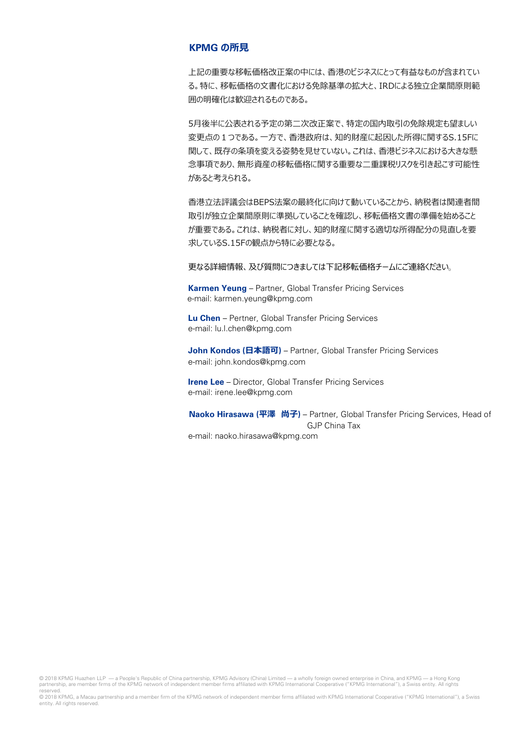## KPMG の所見

上記の重要な移転価格改正案の中には、香港のビジネスにとって有益なものが含まれている。特に、移転価格の文書化における免除基準の拡大と、IRDによる独立企業間原則範囲の明確化は歓迎されるものである。

5月後半に公表される予定の第二次改正案で、特定の国内取引の免除規定も望ましい変更点の１つである。一方で、香港政府は、知的財産に起因した所得に関するS.15Fに関して、既存の条項を変える姿勢を見せていない。これは、香港ビジネスにおける大きな懸念事項であり、無形資産の移転価格に関する重要な二重課税リスクを引き起こす可能性があると考えられる。

香港立法評議会はBEPS法案の最終化に向けて動いていることから、納税者は関連者間取引が独立企業間原則に準拠していることを確認し、移転価格文書の準備を始めることが重要である。これは、納税者に対し、知的財産に関する適切な所得配分の見直しを要求しているS.15Fの観点から特に必要となる。

更なる詳細情報、及び質問につきましては下記移転価格チームにご連絡ください。

**Karmen Yeung** – Partner, Global Transfer Pricing Services
e-mail: karmen.yeung@kpmg.com

**Lu Chen** – Pertner, Global Transfer Pricing Services
e-mail: lu.l.chen@kpmg.com

**John Kondos (日本語可)** – Partner, Global Transfer Pricing Services
e-mail: john.kondos@kpmg.com

**Irene Lee** – Director, Global Transfer Pricing Services
e-mail: irene.lee@kpmg.com

**Naoko Hirasawa (平澤　尚子)** – Partner, Global Transfer Pricing Services, Head of GJP China Tax
e-mail: naoko.hirasawa@kpmg.com

© 2018 KPMG Huazhen LLP — a People's Republic of China partnership, KPMG Advisory (China) Limited — a wholly foreign owned enterprise in China, and KPMG — a Hong Kong partnership, are member firms of the KPMG network of independent member firms affiliated with KPMG International Cooperative ("KPMG International"), a Swiss entity. All rights reserved.
© 2018 KPMG, a Macau partnership and a member firm of the KPMG network of independent member firms affiliated with KPMG International Cooperative ("KPMG International"), a Swiss entity. All rights reserved.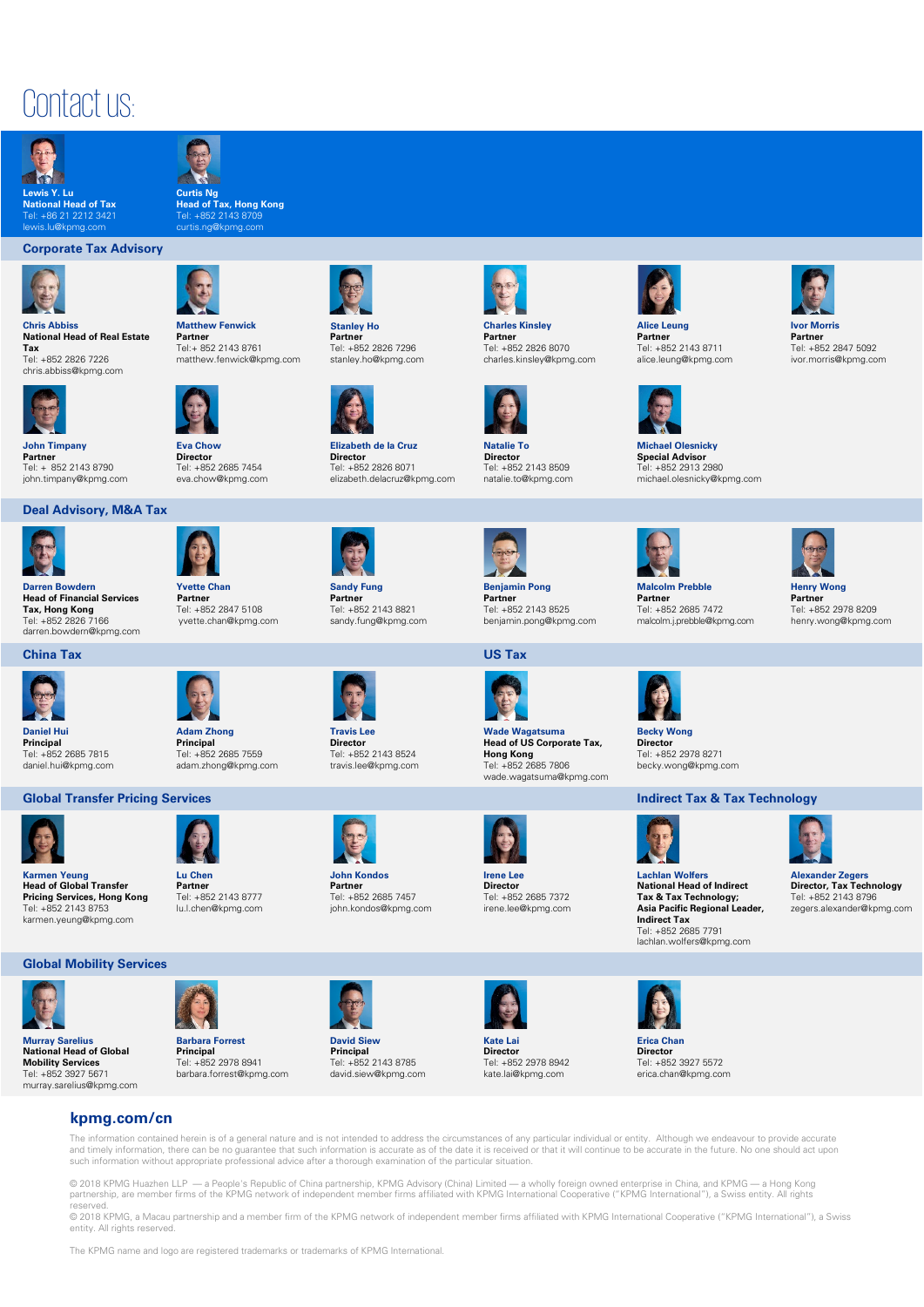# Contact us:

**Lewis Y. Lu**
**National Head of Tax**
Tel: +86 21 2212 3421
lewis.lu@kpmg.com

**Curtis Ng**
**Head of Tax, Hong Kong**
Tel: +852 2143 8709
curtis.ng@kpmg.com

## Corporate Tax Advisory

**Chris Abbiss**
**National Head of Real Estate Tax**
Tel: +852 2826 7226
chris.abbiss@kpmg.com

**Matthew Fenwick**
**Partner**
Tel:+ 852 2143 8761
matthew.fenwick@kpmg.com

**Stanley Ho**
**Partner**
Tel: +852 2826 7296
stanley.ho@kpmg.com

**Charles Kinsley**
**Partner**
Tel: +852 2826 8070
charles.kinsley@kpmg.com

**Alice Leung**
**Partner**
Tel: +852 2143 8711
alice.leung@kpmg.com

**Ivor Morris**
**Partner**
Tel: +852 2847 5092
ivor.morris@kpmg.com

**John Timpany**
**Partner**
Tel: + 852 2143 8790
john.timpany@kpmg.com

**Eva Chow**
**Director**
Tel: +852 2685 7454
eva.chow@kpmg.com

**Elizabeth de la Cruz**
**Director**
Tel: +852 2826 8071
elizabeth.delacruz@kpmg.com

**Natalie To**
**Director**
Tel: +852 2143 8509
natalie.to@kpmg.com

**Michael Olesnicky**
**Special Advisor**
Tel: +852 2913 2980
michael.olesnicky@kpmg.com

## Deal Advisory, M&A Tax

**Darren Bowdern**
**Head of Financial Services Tax, Hong Kong**
Tel: +852 2826 7166
darren.bowdern@kpmg.com

**Yvette Chan**
**Partner**
Tel: +852 2847 5108
yvette.chan@kpmg.com

**Sandy Fung**
**Partner**
Tel: +852 2143 8821
sandy.fung@kpmg.com

**Benjamin Pong**
**Partner**
Tel: +852 2143 8525
benjamin.pong@kpmg.com

**Malcolm Prebble**
**Partner**
Tel: +852 2685 7472
malcolm.j.prebble@kpmg.com

**Henry Wong**
**Partner**
Tel: +852 2978 8209
henry.wong@kpmg.com

## China Tax

**Daniel Hui**
**Principal**
Tel: +852 2685 7815
daniel.hui@kpmg.com

**Adam Zhong**
**Principal**
Tel: +852 2685 7559
adam.zhong@kpmg.com

**Travis Lee**
**Director**
Tel: +852 2143 8524
travis.lee@kpmg.com

## US Tax

**Wade Wagatsuma**
**Head of US Corporate Tax, Hong Kong**
Tel: +852 2685 7806
wade.wagatsuma@kpmg.com

**Becky Wong**
**Director**
Tel: +852 2978 8271
becky.wong@kpmg.com

## Global Transfer Pricing Services

**Karmen Yeung**
**Head of Global Transfer Pricing Services, Hong Kong**
Tel: +852 2143 8753
karmen.yeung@kpmg.com

**Lu Chen**
**Partner**
Tel: +852 2143 8777
lu.l.chen@kpmg.com

**John Kondos**
**Partner**
Tel: +852 2685 7457
john.kondos@kpmg.com

**Irene Lee**
**Director**
Tel: +852 2685 7372
irene.lee@kpmg.com

## Indirect Tax & Tax Technology

**Lachlan Wolfers**
**National Head of Indirect Tax & Tax Technology; Asia Pacific Regional Leader, Indirect Tax**
Tel: +852 2685 7791
lachlan.wolfers@kpmg.com

**Alexander Zegers**
**Director, Tax Technology**
Tel: +852 2143 8796
zegers.alexander@kpmg.com

## Global Mobility Services

**Murray Sarelius**
**National Head of Global Mobility Services**
Tel: +852 3927 5671
murray.sarelius@kpmg.com

**Barbara Forrest**
**Principal**
Tel: +852 2978 8941
barbara.forrest@kpmg.com

**David Siew**
**Principal**
Tel: +852 2143 8785
david.siew@kpmg.com

**Kate Lai**
**Director**
Tel: +852 2978 8942
kate.lai@kpmg.com

**Erica Chan**
**Director**
Tel: +852 3927 5572
erica.chan@kpmg.com

**kpmg.com/cn**

The information contained herein is of a general nature and is not intended to address the circumstances of any particular individual or entity. Although we endeavour to provide accurate and timely information, there can be no guarantee that such information is accurate as of the date it is received or that it will continue to be accurate in the future. No one should act upon such information without appropriate professional advice after a thorough examination of the particular situation.

© 2018 KPMG Huazhen LLP — a People's Republic of China partnership, KPMG Advisory (China) Limited — a wholly foreign owned enterprise in China, and KPMG — a Hong Kong partnership, are member firms of the KPMG network of independent member firms affiliated with KPMG International Cooperative ("KPMG International"), a Swiss entity. All rights reserved.
© 2018 KPMG, a Macau partnership and a member firm of the KPMG network of independent member firms affiliated with KPMG International Cooperative ("KPMG International"), a Swiss entity. All rights reserved.

The KPMG name and logo are registered trademarks or trademarks of KPMG International.